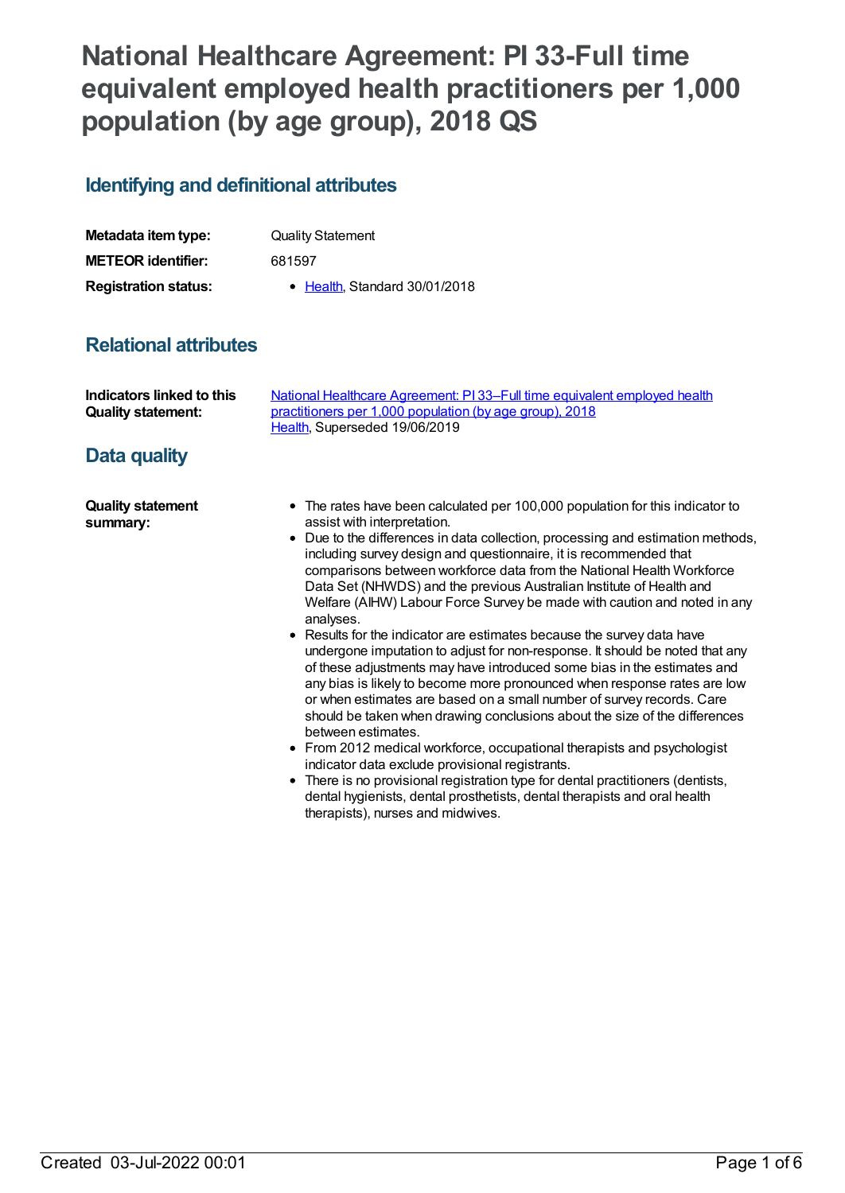# National Healthcare Agreement: PI 33-Full time equivalent employed health practitioners per 1,000 population (by age group), 2018 QS

## Identifying and definitional attributes

| | |
|---|---|
| **Metadata item type:** | Quality Statement |
| **METEOR identifier:** | 681597 |
| **Registration status:** | • Health, Standard 30/01/2018 |

## Relational attributes

| | |
|---|---|
| **Indicators linked to this Quality statement:** | National Healthcare Agreement: PI 33–Full time equivalent employed health practitioners per 1,000 population (by age group), 2018<br>Health, Superseded 19/06/2019 |

## Data quality

**Quality statement summary:**

- The rates have been calculated per 100,000 population for this indicator to assist with interpretation.
- Due to the differences in data collection, processing and estimation methods, including survey design and questionnaire, it is recommended that comparisons between workforce data from the National Health Workforce Data Set (NHWDS) and the previous Australian Institute of Health and Welfare (AIHW) Labour Force Survey be made with caution and noted in any analyses.
- Results for the indicator are estimates because the survey data have undergone imputation to adjust for non-response. It should be noted that any of these adjustments may have introduced some bias in the estimates and any bias is likely to become more pronounced when response rates are low or when estimates are based on a small number of survey records. Care should be taken when drawing conclusions about the size of the differences between estimates.
- From 2012 medical workforce, occupational therapists and psychologist indicator data exclude provisional registrants.
- There is no provisional registration type for dental practitioners (dentists, dental hygienists, dental prosthetists, dental therapists and oral health therapists), nurses and midwives.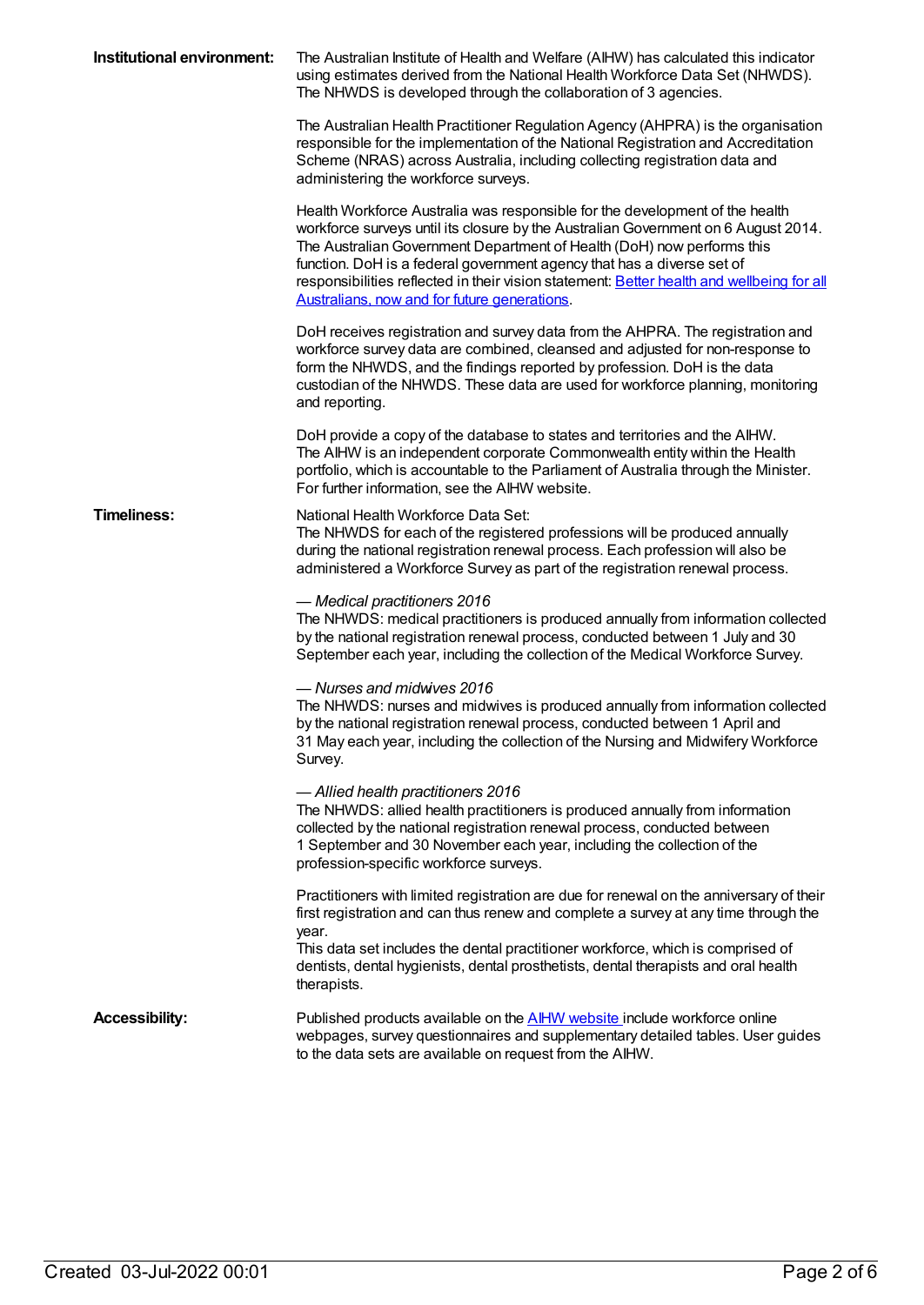**Institutional environment:**

The Australian Institute of Health and Welfare (AIHW) has calculated this indicator using estimates derived from the National Health Workforce Data Set (NHWDS). The NHWDS is developed through the collaboration of 3 agencies.

The Australian Health Practitioner Regulation Agency (AHPRA) is the organisation responsible for the implementation of the National Registration and Accreditation Scheme (NRAS) across Australia, including collecting registration data and administering the workforce surveys.

Health Workforce Australia was responsible for the development of the health workforce surveys until its closure by the Australian Government on 6 August 2014. The Australian Government Department of Health (DoH) now performs this function. DoH is a federal government agency that has a diverse set of responsibilities reflected in their vision statement: [Better health and wellbeing for all Australians, now and for future generations].

DoH receives registration and survey data from the AHPRA. The registration and workforce survey data are combined, cleansed and adjusted for non-response to form the NHWDS, and the findings reported by profession. DoH is the data custodian of the NHWDS. These data are used for workforce planning, monitoring and reporting.

DoH provide a copy of the database to states and territories and the AIHW. The AIHW is an independent corporate Commonwealth entity within the Health portfolio, which is accountable to the Parliament of Australia through the Minister. For further information, see the AIHW website.

**Timeliness:**

National Health Workforce Data Set:
The NHWDS for each of the registered professions will be produced annually during the national registration renewal process. Each profession will also be administered a Workforce Survey as part of the registration renewal process.

*— Medical practitioners 2016*
The NHWDS: medical practitioners is produced annually from information collected by the national registration renewal process, conducted between 1 July and 30 September each year, including the collection of the Medical Workforce Survey.

*— Nurses and midwives 2016*
The NHWDS: nurses and midwives is produced annually from information collected by the national registration renewal process, conducted between 1 April and 31 May each year, including the collection of the Nursing and Midwifery Workforce Survey.

*— Allied health practitioners 2016*
The NHWDS: allied health practitioners is produced annually from information collected by the national registration renewal process, conducted between 1 September and 30 November each year, including the collection of the profession-specific workforce surveys.

Practitioners with limited registration are due for renewal on the anniversary of their first registration and can thus renew and complete a survey at any time through the year.
This data set includes the dental practitioner workforce, which is comprised of dentists, dental hygienists, dental prosthetists, dental therapists and oral health therapists.

**Accessibility:**

Published products available on the [AIHW website] include workforce online webpages, survey questionnaires and supplementary detailed tables. User guides to the data sets are available on request from the AIHW.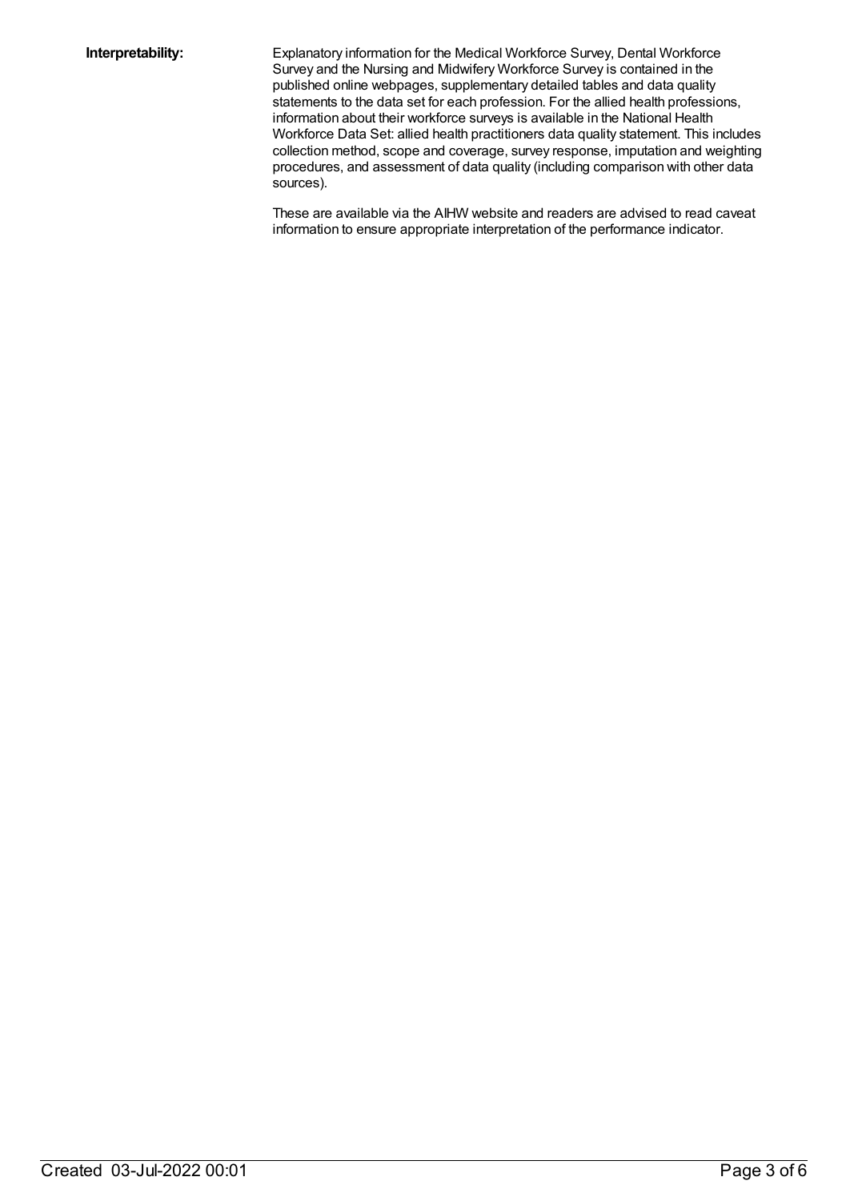**Interpretability:**

Explanatory information for the Medical Workforce Survey, Dental Workforce Survey and the Nursing and Midwifery Workforce Survey is contained in the published online webpages, supplementary detailed tables and data quality statements to the data set for each profession. For the allied health professions, information about their workforce surveys is available in the National Health Workforce Data Set: allied health practitioners data quality statement. This includes collection method, scope and coverage, survey response, imputation and weighting procedures, and assessment of data quality (including comparison with other data sources).

These are available via the AIHW website and readers are advised to read caveat information to ensure appropriate interpretation of the performance indicator.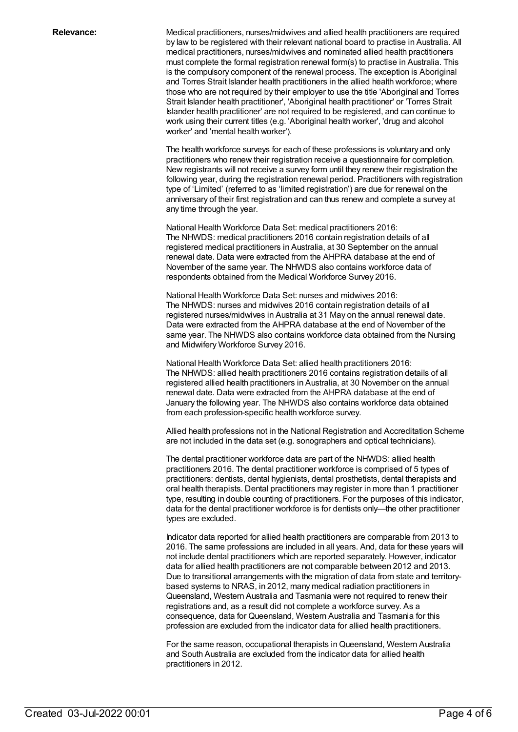**Relevance:**

Medical practitioners, nurses/midwives and allied health practitioners are required by law to be registered with their relevant national board to practise in Australia. All medical practitioners, nurses/midwives and nominated allied health practitioners must complete the formal registration renewal form(s) to practise in Australia. This is the compulsory component of the renewal process. The exception is Aboriginal and Torres Strait Islander health practitioners in the allied health workforce; where those who are not required by their employer to use the title 'Aboriginal and Torres Strait Islander health practitioner', 'Aboriginal health practitioner' or 'Torres Strait Islander health practitioner' are not required to be registered, and can continue to work using their current titles (e.g. 'Aboriginal health worker', 'drug and alcohol worker' and 'mental health worker').

The health workforce surveys for each of these professions is voluntary and only practitioners who renew their registration receive a questionnaire for completion. New registrants will not receive a survey form until they renew their registration the following year, during the registration renewal period. Practitioners with registration type of 'Limited' (referred to as 'limited registration') are due for renewal on the anniversary of their first registration and can thus renew and complete a survey at any time through the year.

National Health Workforce Data Set: medical practitioners 2016:
The NHWDS: medical practitioners 2016 contain registration details of all registered medical practitioners in Australia, at 30 September on the annual renewal date. Data were extracted from the AHPRA database at the end of November of the same year. The NHWDS also contains workforce data of respondents obtained from the Medical Workforce Survey 2016.

National Health Workforce Data Set: nurses and midwives 2016:
The NHWDS: nurses and midwives 2016 contain registration details of all registered nurses/midwives in Australia at 31 May on the annual renewal date. Data were extracted from the AHPRA database at the end of November of the same year. The NHWDS also contains workforce data obtained from the Nursing and Midwifery Workforce Survey 2016.

National Health Workforce Data Set: allied health practitioners 2016:
The NHWDS: allied health practitioners 2016 contains registration details of all registered allied health practitioners in Australia, at 30 November on the annual renewal date. Data were extracted from the AHPRA database at the end of January the following year. The NHWDS also contains workforce data obtained from each profession-specific health workforce survey.

Allied health professions not in the National Registration and Accreditation Scheme are not included in the data set (e.g. sonographers and optical technicians).

The dental practitioner workforce data are part of the NHWDS: allied health practitioners 2016. The dental practitioner workforce is comprised of 5 types of practitioners: dentists, dental hygienists, dental prosthetists, dental therapists and oral health therapists. Dental practitioners may register in more than 1 practitioner type, resulting in double counting of practitioners. For the purposes of this indicator, data for the dental practitioner workforce is for dentists only—the other practitioner types are excluded.

Indicator data reported for allied health practitioners are comparable from 2013 to 2016. The same professions are included in all years. And, data for these years will not include dental practitioners which are reported separately. However, indicator data for allied health practitioners are not comparable between 2012 and 2013. Due to transitional arrangements with the migration of data from state and territory-based systems to NRAS, in 2012, many medical radiation practitioners in Queensland, Western Australia and Tasmania were not required to renew their registrations and, as a result did not complete a workforce survey. As a consequence, data for Queensland, Western Australia and Tasmania for this profession are excluded from the indicator data for allied health practitioners.

For the same reason, occupational therapists in Queensland, Western Australia and South Australia are excluded from the indicator data for allied health practitioners in 2012.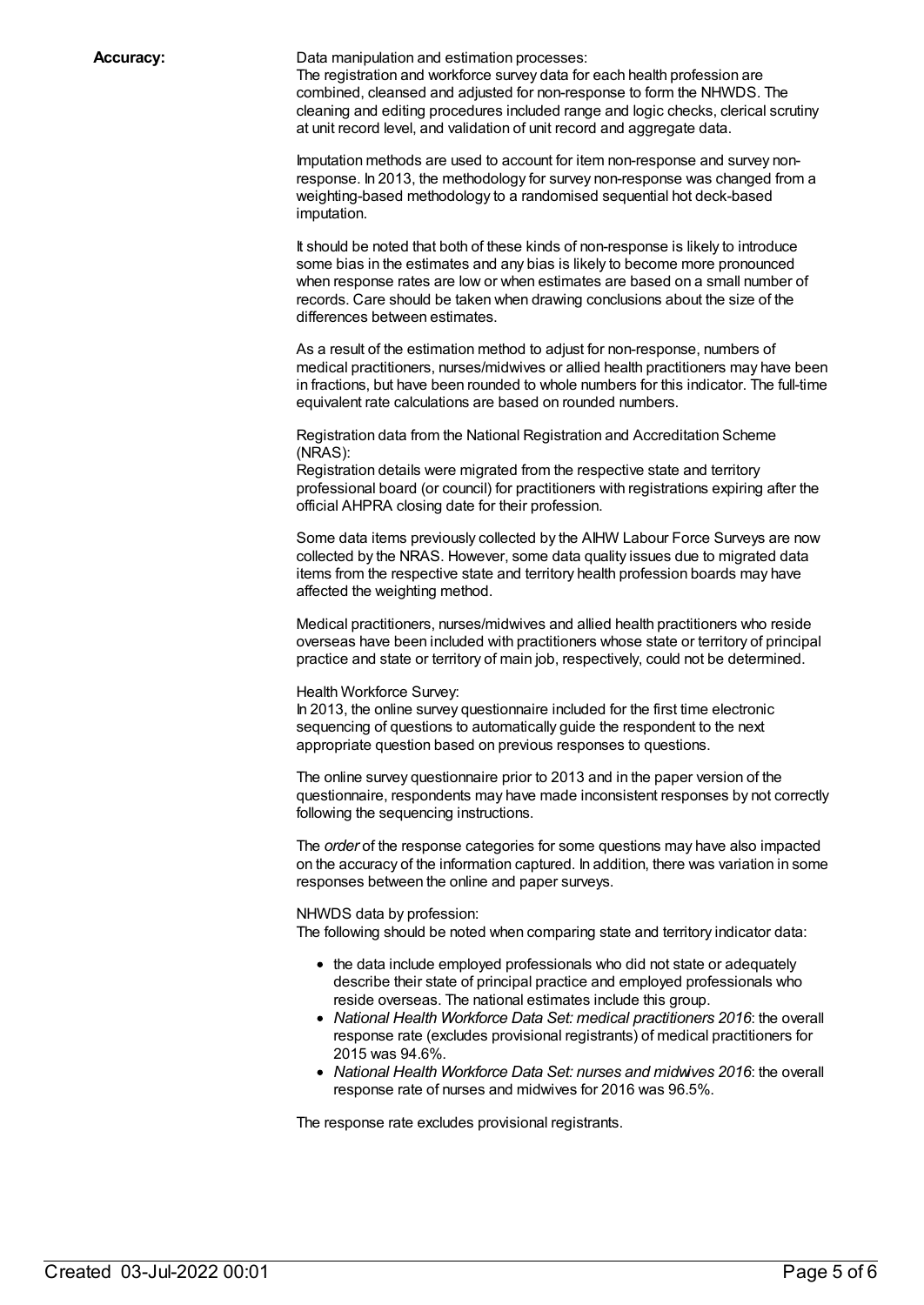**Accuracy:**

Data manipulation and estimation processes:
The registration and workforce survey data for each health profession are combined, cleansed and adjusted for non-response to form the NHWDS. The cleaning and editing procedures included range and logic checks, clerical scrutiny at unit record level, and validation of unit record and aggregate data.

Imputation methods are used to account for item non-response and survey non-response. In 2013, the methodology for survey non-response was changed from a weighting-based methodology to a randomised sequential hot deck-based imputation.

It should be noted that both of these kinds of non-response is likely to introduce some bias in the estimates and any bias is likely to become more pronounced when response rates are low or when estimates are based on a small number of records. Care should be taken when drawing conclusions about the size of the differences between estimates.

As a result of the estimation method to adjust for non-response, numbers of medical practitioners, nurses/midwives or allied health practitioners may have been in fractions, but have been rounded to whole numbers for this indicator. The full-time equivalent rate calculations are based on rounded numbers.

Registration data from the National Registration and Accreditation Scheme (NRAS):
Registration details were migrated from the respective state and territory professional board (or council) for practitioners with registrations expiring after the official AHPRA closing date for their profession.

Some data items previously collected by the AIHW Labour Force Surveys are now collected by the NRAS. However, some data quality issues due to migrated data items from the respective state and territory health profession boards may have affected the weighting method.

Medical practitioners, nurses/midwives and allied health practitioners who reside overseas have been included with practitioners whose state or territory of principal practice and state or territory of main job, respectively, could not be determined.

Health Workforce Survey:
In 2013, the online survey questionnaire included for the first time electronic sequencing of questions to automatically guide the respondent to the next appropriate question based on previous responses to questions.

The online survey questionnaire prior to 2013 and in the paper version of the questionnaire, respondents may have made inconsistent responses by not correctly following the sequencing instructions.

The *order* of the response categories for some questions may have also impacted on the accuracy of the information captured. In addition, there was variation in some responses between the online and paper surveys.

NHWDS data by profession:
The following should be noted when comparing state and territory indicator data:

- the data include employed professionals who did not state or adequately describe their state of principal practice and employed professionals who reside overseas. The national estimates include this group.
- *National Health Workforce Data Set: medical practitioners 2016*: the overall response rate (excludes provisional registrants) of medical practitioners for 2015 was 94.6%.
- *National Health Workforce Data Set: nurses and midwives 2016*: the overall response rate of nurses and midwives for 2016 was 96.5%.

The response rate excludes provisional registrants.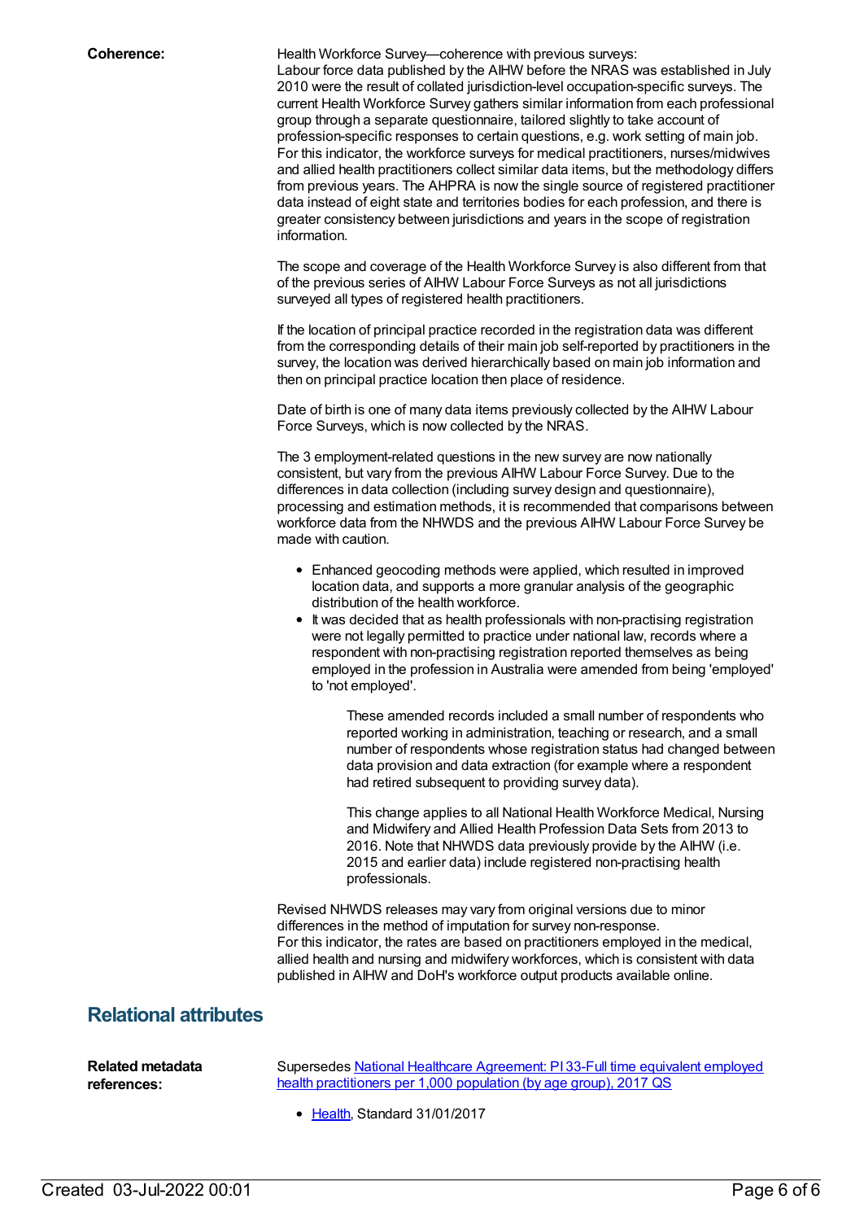**Coherence:**

Health Workforce Survey—coherence with previous surveys:
Labour force data published by the AIHW before the NRAS was established in July 2010 were the result of collated jurisdiction-level occupation-specific surveys. The current Health Workforce Survey gathers similar information from each professional group through a separate questionnaire, tailored slightly to take account of profession-specific responses to certain questions, e.g. work setting of main job. For this indicator, the workforce surveys for medical practitioners, nurses/midwives and allied health practitioners collect similar data items, but the methodology differs from previous years. The AHPRA is now the single source of registered practitioner data instead of eight state and territories bodies for each profession, and there is greater consistency between jurisdictions and years in the scope of registration information.

The scope and coverage of the Health Workforce Survey is also different from that of the previous series of AIHW Labour Force Surveys as not all jurisdictions surveyed all types of registered health practitioners.

If the location of principal practice recorded in the registration data was different from the corresponding details of their main job self-reported by practitioners in the survey, the location was derived hierarchically based on main job information and then on principal practice location then place of residence.

Date of birth is one of many data items previously collected by the AIHW Labour Force Surveys, which is now collected by the NRAS.

The 3 employment-related questions in the new survey are now nationally consistent, but vary from the previous AIHW Labour Force Survey. Due to the differences in data collection (including survey design and questionnaire), processing and estimation methods, it is recommended that comparisons between workforce data from the NHWDS and the previous AIHW Labour Force Survey be made with caution.

- Enhanced geocoding methods were applied, which resulted in improved location data, and supports a more granular analysis of the geographic distribution of the health workforce.
- It was decided that as health professionals with non-practising registration were not legally permitted to practice under national law, records where a respondent with non-practising registration reported themselves as being employed in the profession in Australia were amended from being 'employed' to 'not employed'.

  These amended records included a small number of respondents who reported working in administration, teaching or research, and a small number of respondents whose registration status had changed between data provision and data extraction (for example where a respondent had retired subsequent to providing survey data).

  This change applies to all National Health Workforce Medical, Nursing and Midwifery and Allied Health Profession Data Sets from 2013 to 2016. Note that NHWDS data previously provide by the AIHW (i.e. 2015 and earlier data) include registered non-practising health professionals.

Revised NHWDS releases may vary from original versions due to minor differences in the method of imputation for survey non-response.
For this indicator, the rates are based on practitioners employed in the medical, allied health and nursing and midwifery workforces, which is consistent with data published in AIHW and DoH's workforce output products available online.

## Relational attributes

**Related metadata references:**

Supersedes National Healthcare Agreement: PI 33-Full time equivalent employed health practitioners per 1,000 population (by age group), 2017 QS

- Health, Standard 31/01/2017